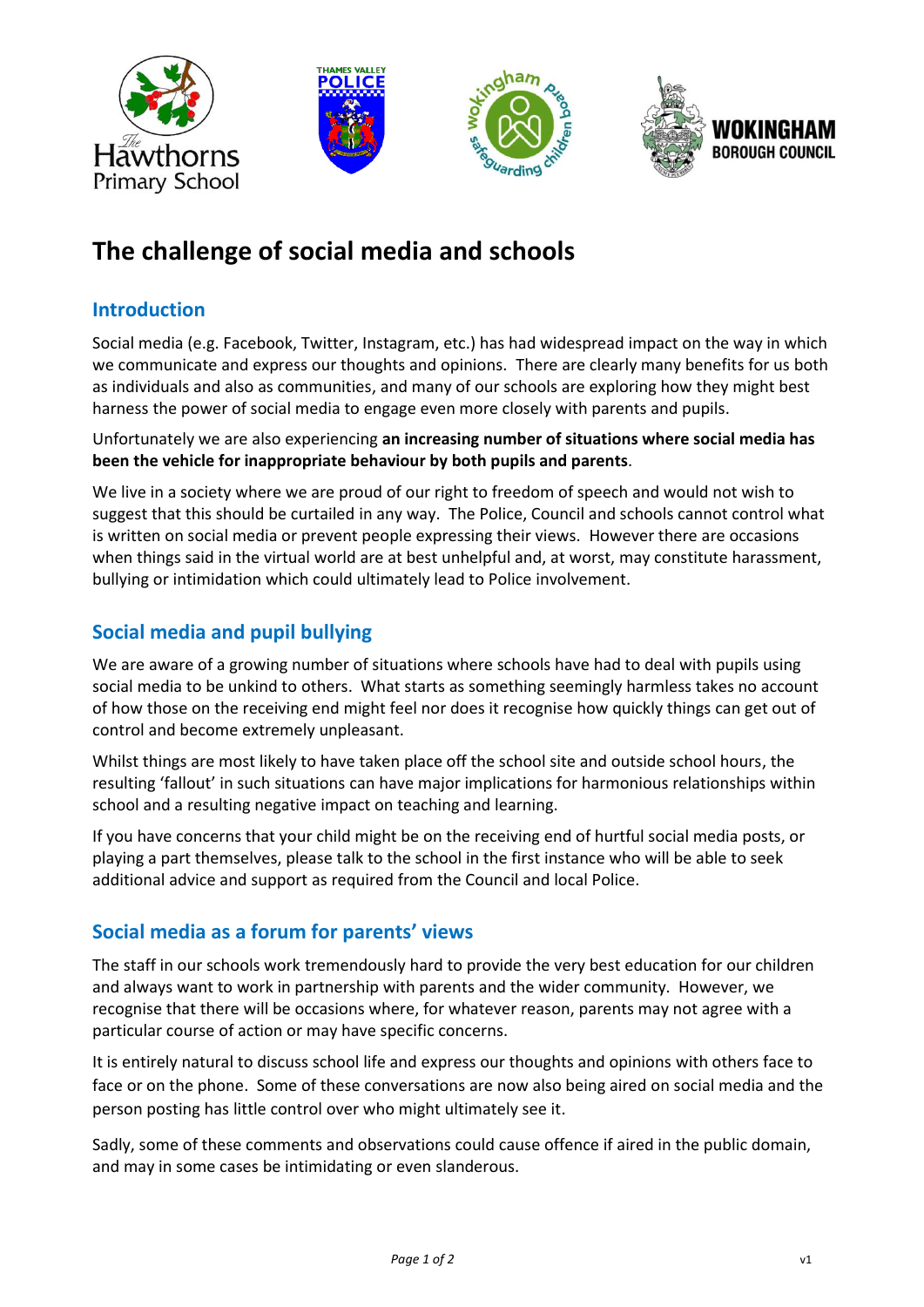# The challenge of social media and schools

## Introduction

Social media (e.g. Facebook, Twitter, Instagram, etc.) has had widespread impact on the way in which we communicate and express our thoughts and opinions. There are clearly many benefits for us both as individuals and also as communities, and many of our schools are exploring how they might best harness the power of social media to engage even more closely with parents and pupils.

Unfortunately we are also experiencing **an increasing number of situations where social media has been the vehicle for inappropriate behaviour by both pupils and parents**.

We live in a society where we are proud of our right to freedom of speech and would not wish to suggest that this should be curtailed in any way. The Police, Council and schools cannot control what is written on social media or prevent people expressing their views. However there are occasions when things said in the virtual world are at best unhelpful and, at worst, may constitute harassment, bullying or intimidation which could ultimately lead to Police involvement.

## Social media and pupil bullying

We are aware of a growing number of situations where schools have had to deal with pupils using social media to be unkind to others. What starts as something seemingly harmless takes no account of how those on the receiving end might feel nor does it recognise how quickly things can get out of control and become extremely unpleasant.

Whilst things are most likely to have taken place off the school site and outside school hours, the resulting 'fallout' in such situations can have major implications for harmonious relationships within school and a resulting negative impact on teaching and learning.

If you have concerns that your child might be on the receiving end of hurtful social media posts, or playing a part themselves, please talk to the school in the first instance who will be able to seek additional advice and support as required from the Council and local Police.

## Social media as a forum for parents' views

The staff in our schools work tremendously hard to provide the very best education for our children and always want to work in partnership with parents and the wider community. However, we recognise that there will be occasions where, for whatever reason, parents may not agree with a particular course of action or may have specific concerns.

It is entirely natural to discuss school life and express our thoughts and opinions with others face to face or on the phone. Some of these conversations are now also being aired on social media and the person posting has little control over who might ultimately see it.

Sadly, some of these comments and observations could cause offence if aired in the public domain, and may in some cases be intimidating or even slanderous.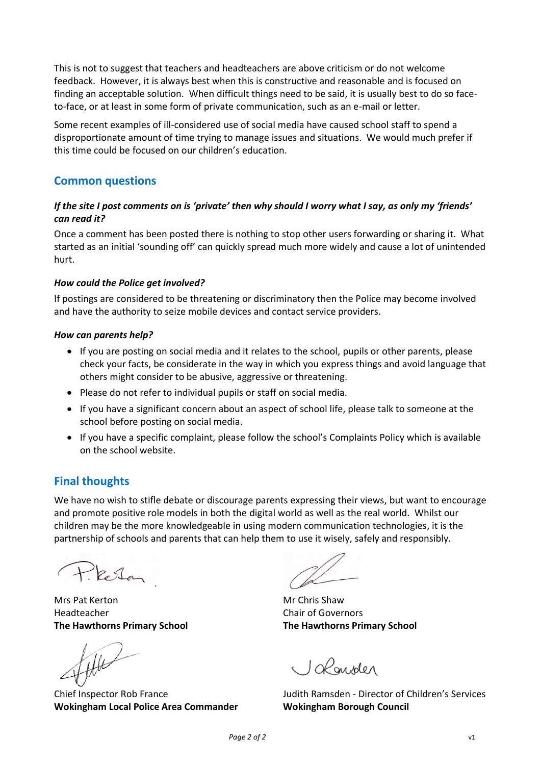This is not to suggest that teachers and headteachers are above criticism or do not welcome feedback. However, it is always best when this is constructive and reasonable and is focused on finding an acceptable solution. When difficult things need to be said, it is usually best to do so face-to-face, or at least in some form of private communication, such as an e-mail or letter.

Some recent examples of ill-considered use of social media have caused school staff to spend a disproportionate amount of time trying to manage issues and situations. We would much prefer if this time could be focused on our children's education.

## Common questions

***If the site I post comments on is 'private' then why should I worry what I say, as only my 'friends' can read it?***

Once a comment has been posted there is nothing to stop other users forwarding or sharing it. What started as an initial 'sounding off' can quickly spread much more widely and cause a lot of unintended hurt.

***How could the Police get involved?***

If postings are considered to be threatening or discriminatory then the Police may become involved and have the authority to seize mobile devices and contact service providers.

***How can parents help?***

- If you are posting on social media and it relates to the school, pupils or other parents, please check your facts, be considerate in the way in which you express things and avoid language that others might consider to be abusive, aggressive or threatening.
- Please do not refer to individual pupils or staff on social media.
- If you have a significant concern about an aspect of school life, please talk to someone at the school before posting on social media.
- If you have a specific complaint, please follow the school's Complaints Policy which is available on the school website.

## Final thoughts

We have no wish to stifle debate or discourage parents expressing their views, but want to encourage and promote positive role models in both the digital world as well as the real world. Whilst our children may be the more knowledgeable in using modern communication technologies, it is the partnership of schools and parents that can help them to use it wisely, safely and responsibly.

Mrs Pat Kerton
Headteacher
**The Hawthorns Primary School**

Mr Chris Shaw
Chair of Governors
**The Hawthorns Primary School**

Chief Inspector Rob France
**Wokingham Local Police Area Commander**

Judith Ramsden - Director of Children's Services
**Wokingham Borough Council**